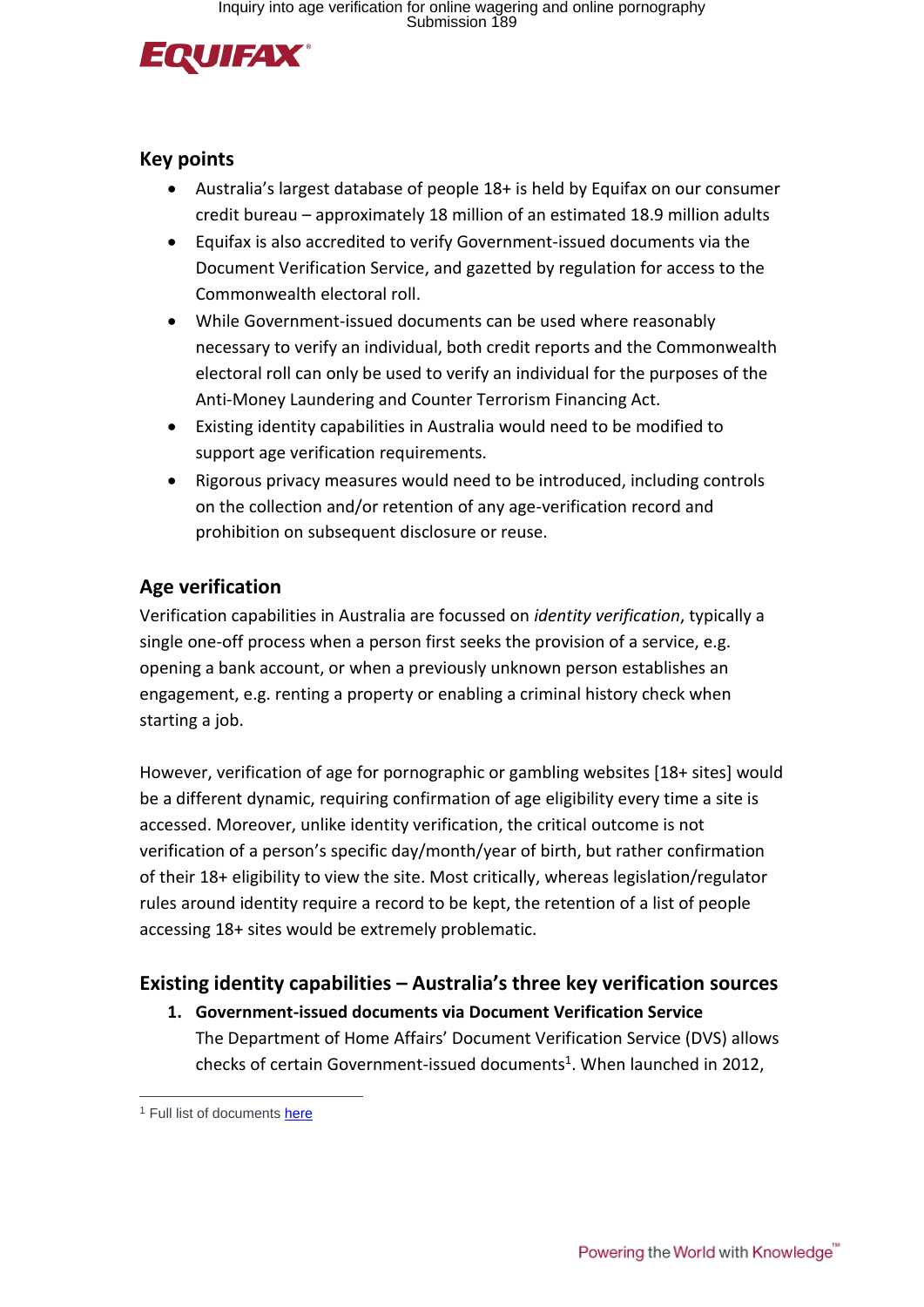## Key points

- Australia's largest database of people 18+ is held by Equifax on our consumer credit bureau – approximately 18 million of an estimated 18.9 million adults
- Equifax is also accredited to verify Government-issued documents via the Document Verification Service, and gazetted by regulation for access to the Commonwealth electoral roll.
- While Government-issued documents can be used where reasonably necessary to verify an individual, both credit reports and the Commonwealth electoral roll can only be used to verify an individual for the purposes of the Anti-Money Laundering and Counter Terrorism Financing Act.
- Existing identity capabilities in Australia would need to be modified to support age verification requirements.
- Rigorous privacy measures would need to be introduced, including controls on the collection and/or retention of any age-verification record and prohibition on subsequent disclosure or reuse.

## Age verification

Verification capabilities in Australia are focussed on *identity verification*, typically a single one-off process when a person first seeks the provision of a service, e.g. opening a bank account, or when a previously unknown person establishes an engagement, e.g. renting a property or enabling a criminal history check when starting a job.

However, verification of age for pornographic or gambling websites [18+ sites] would be a different dynamic, requiring confirmation of age eligibility every time a site is accessed. Moreover, unlike identity verification, the critical outcome is not verification of a person's specific day/month/year of birth, but rather confirmation of their 18+ eligibility to view the site. Most critically, whereas legislation/regulator rules around identity require a record to be kept, the retention of a list of people accessing 18+ sites would be extremely problematic.

## Existing identity capabilities – Australia's three key verification sources

1. **Government-issued documents via Document Verification Service**
   The Department of Home Affairs' Document Verification Service (DVS) allows checks of certain Government-issued documents[1]. When launched in 2012,

[1] Full list of documents here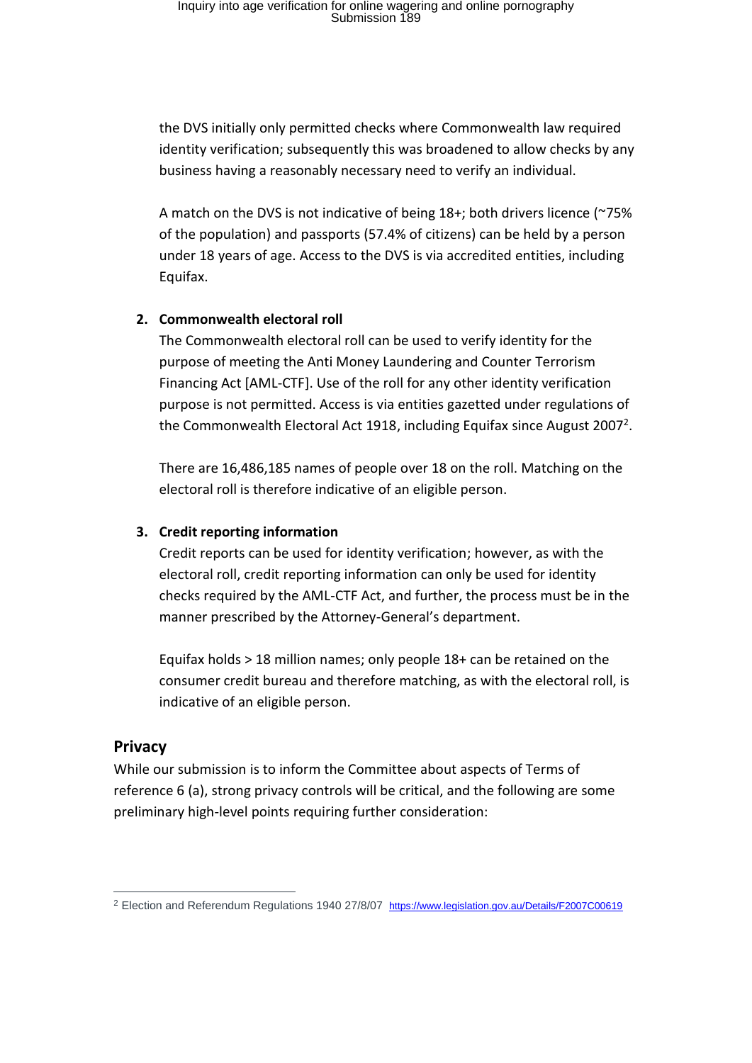the DVS initially only permitted checks where Commonwealth law required identity verification; subsequently this was broadened to allow checks by any business having a reasonably necessary need to verify an individual.

A match on the DVS is not indicative of being 18+; both drivers licence (~75% of the population) and passports (57.4% of citizens) can be held by a person under 18 years of age. Access to the DVS is via accredited entities, including Equifax.

2. **Commonwealth electoral roll**

   The Commonwealth electoral roll can be used to verify identity for the purpose of meeting the Anti Money Laundering and Counter Terrorism Financing Act [AML-CTF]. Use of the roll for any other identity verification purpose is not permitted. Access is via entities gazetted under regulations of the Commonwealth Electoral Act 1918, including Equifax since August 2007[2].

   There are 16,486,185 names of people over 18 on the roll. Matching on the electoral roll is therefore indicative of an eligible person.

3. **Credit reporting information**

   Credit reports can be used for identity verification; however, as with the electoral roll, credit reporting information can only be used for identity checks required by the AML-CTF Act, and further, the process must be in the manner prescribed by the Attorney-General's department.

   Equifax holds > 18 million names; only people 18+ can be retained on the consumer credit bureau and therefore matching, as with the electoral roll, is indicative of an eligible person.

## Privacy

While our submission is to inform the Committee about aspects of Terms of reference 6 (a), strong privacy controls will be critical, and the following are some preliminary high-level points requiring further consideration:

---

[2] Election and Referendum Regulations 1940 27/8/07 https://www.legislation.gov.au/Details/F2007C00619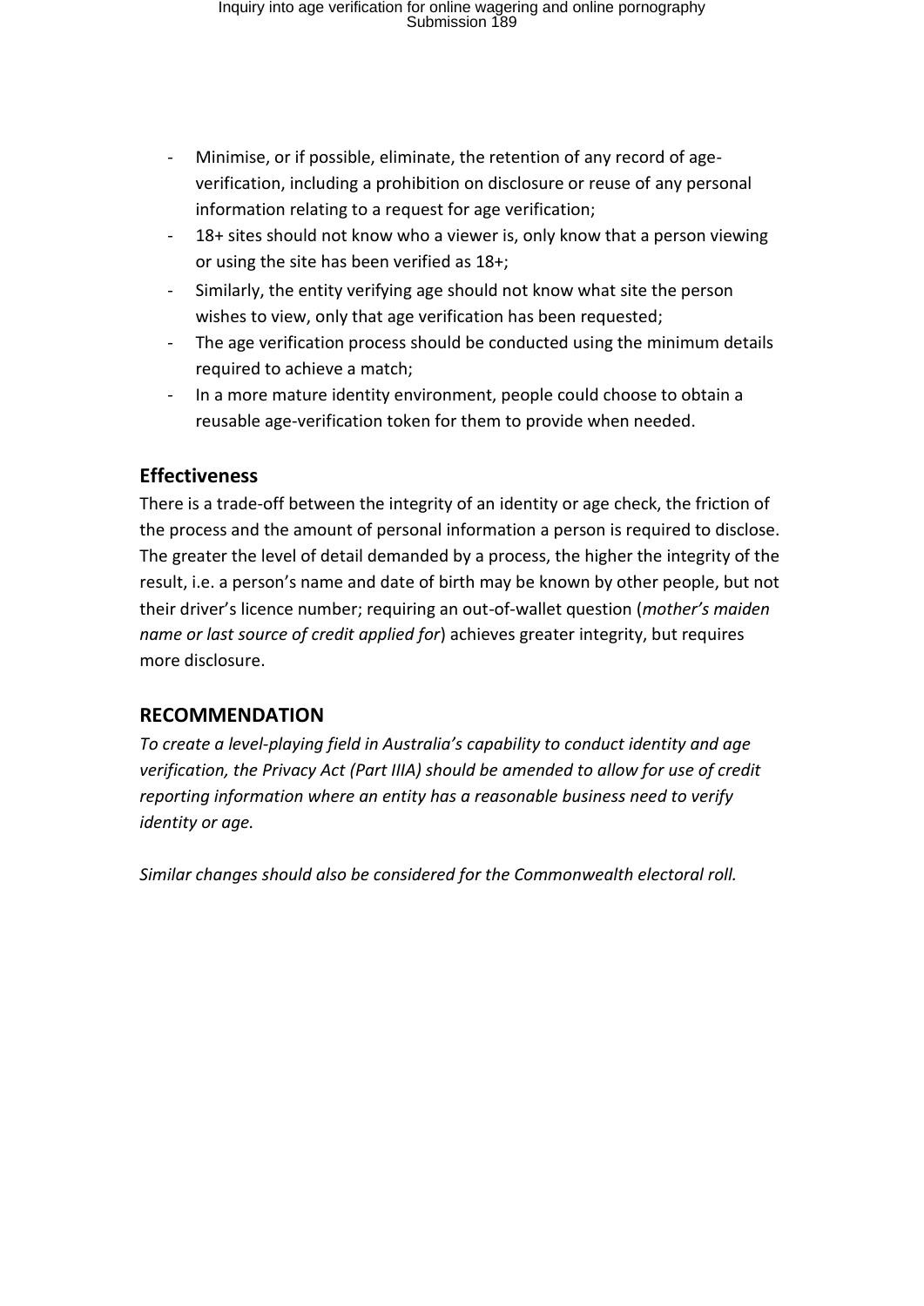- Minimise, or if possible, eliminate, the retention of any record of age-verification, including a prohibition on disclosure or reuse of any personal information relating to a request for age verification;
- 18+ sites should not know who a viewer is, only know that a person viewing or using the site has been verified as 18+;
- Similarly, the entity verifying age should not know what site the person wishes to view, only that age verification has been requested;
- The age verification process should be conducted using the minimum details required to achieve a match;
- In a more mature identity environment, people could choose to obtain a reusable age-verification token for them to provide when needed.

## Effectiveness

There is a trade-off between the integrity of an identity or age check, the friction of the process and the amount of personal information a person is required to disclose. The greater the level of detail demanded by a process, the higher the integrity of the result, i.e. a person's name and date of birth may be known by other people, but not their driver's licence number; requiring an out-of-wallet question (*mother's maiden name or last source of credit applied for*) achieves greater integrity, but requires more disclosure.

## RECOMMENDATION

*To create a level-playing field in Australia's capability to conduct identity and age verification, the Privacy Act (Part IIIA) should be amended to allow for use of credit reporting information where an entity has a reasonable business need to verify identity or age.*

*Similar changes should also be considered for the Commonwealth electoral roll.*